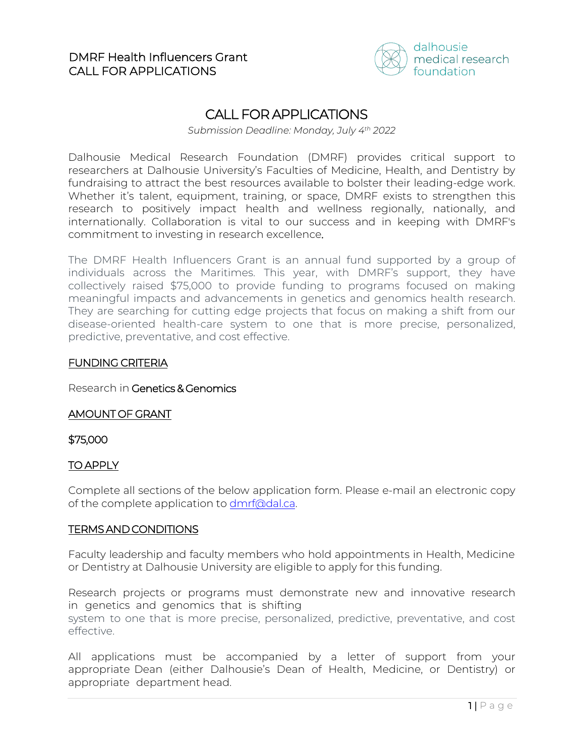DMRF Health Influencers Grant
CALL FOR APPLICATIONS

dalhousie medical research foundation

# CALL FOR APPLICATIONS

*Submission Deadline: Monday, July 4th 2022*

Dalhousie Medical Research Foundation (DMRF) provides critical support to researchers at Dalhousie University's Faculties of Medicine, Health, and Dentistry by fundraising to attract the best resources available to bolster their leading-edge work. Whether it's talent, equipment, training, or space, DMRF exists to strengthen this research to positively impact health and wellness regionally, nationally, and internationally. Collaboration is vital to our success and in keeping with DMRF's commitment to investing in research excellence.

The DMRF Health Influencers Grant is an annual fund supported by a group of individuals across the Maritimes. This year, with DMRF's support, they have collectively raised $75,000 to provide funding to programs focused on making meaningful impacts and advancements in genetics and genomics health research. They are searching for cutting edge projects that focus on making a shift from our disease-oriented health-care system to one that is more precise, personalized, predictive, preventative, and cost effective.

## FUNDING CRITERIA

Research in **Genetics & Genomics**

## AMOUNT OF GRANT

**$75,000**

## TO APPLY

Complete all sections of the below application form. Please e-mail an electronic copy of the complete application to dmrf@dal.ca.

## TERMS AND CONDITIONS

Faculty leadership and faculty members who hold appointments in Health, Medicine or Dentistry at Dalhousie University are eligible to apply for this funding.

Research projects or programs must demonstrate new and innovative research in genetics and genomics that is shifting
system to one that is more precise, personalized, predictive, preventative, and cost effective.

All applications must be accompanied by a letter of support from your appropriate Dean (either Dalhousie's Dean of Health, Medicine, or Dentistry) or appropriate department head.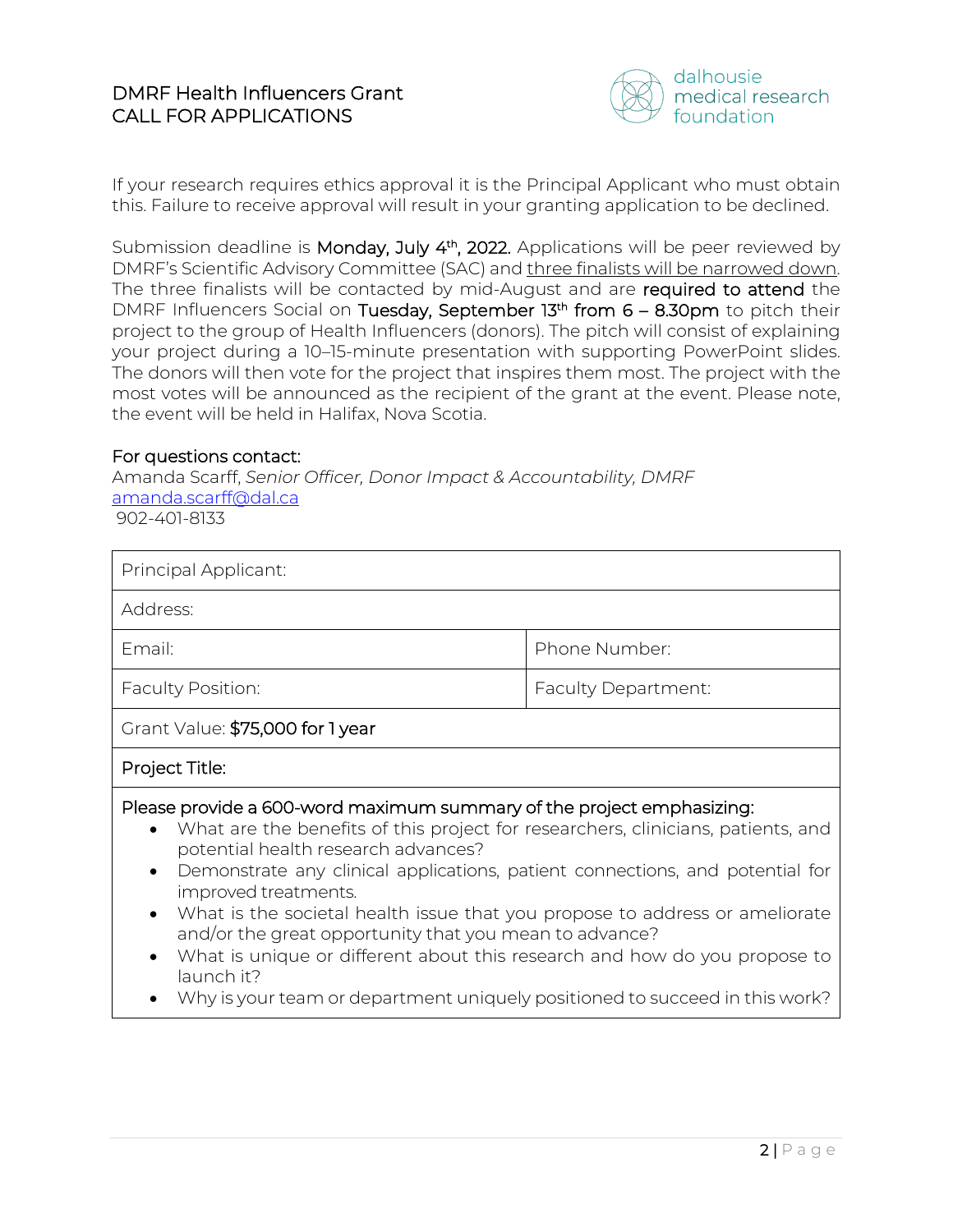If your research requires ethics approval it is the Principal Applicant who must obtain this. Failure to receive approval will result in your granting application to be declined.

Submission deadline is **Monday, July 4th, 2022.** Applications will be peer reviewed by DMRF's Scientific Advisory Committee (SAC) and <u>three finalists will be narrowed down</u>. The three finalists will be contacted by mid-August and are **required to attend** the DMRF Influencers Social on **Tuesday, September 13th from 6 – 8.30pm** to pitch their project to the group of Health Influencers (donors). The pitch will consist of explaining your project during a 10–15-minute presentation with supporting PowerPoint slides. The donors will then vote for the project that inspires them most. The project with the most votes will be announced as the recipient of the grant at the event. Please note, the event will be held in Halifax, Nova Scotia.

**For questions contact:**
Amanda Scarff, *Senior Officer, Donor Impact & Accountability, DMRF*
amanda.scarff@dal.ca
902-401-8133

| Principal Applicant: | |
|---|---|
| Address: | |
| Email: | Phone Number: |
| Faculty Position: | Faculty Department: |
| Grant Value: **$75,000 for 1 year** | |
| **Project Title:** | |

**Please provide a 600-word maximum summary of the project emphasizing:**

- What are the benefits of this project for researchers, clinicians, patients, and potential health research advances?
- Demonstrate any clinical applications, patient connections, and potential for improved treatments.
- What is the societal health issue that you propose to address or ameliorate and/or the great opportunity that you mean to advance?
- What is unique or different about this research and how do you propose to launch it?
- Why is your team or department uniquely positioned to succeed in this work?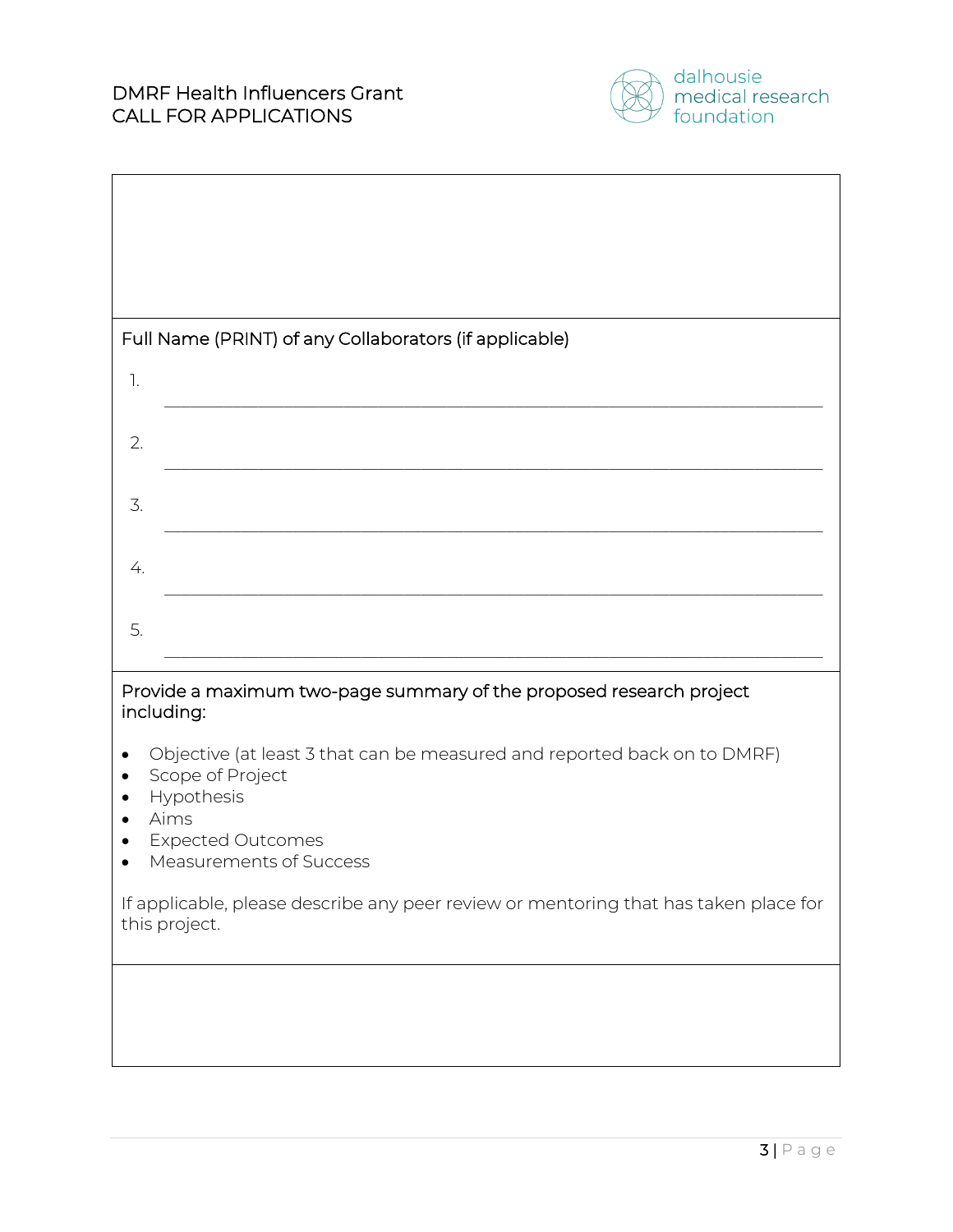Full Name (PRINT) of any Collaborators (if applicable)

1. ______________________________________________________________________

2. ______________________________________________________________________

3. ______________________________________________________________________

4. ______________________________________________________________________

5. ______________________________________________________________________

Provide a maximum two-page summary of the proposed research project including:

- Objective (at least 3 that can be measured and reported back on to DMRF)
- Scope of Project
- Hypothesis
- Aims
- Expected Outcomes
- Measurements of Success

If applicable, please describe any peer review or mentoring that has taken place for this project.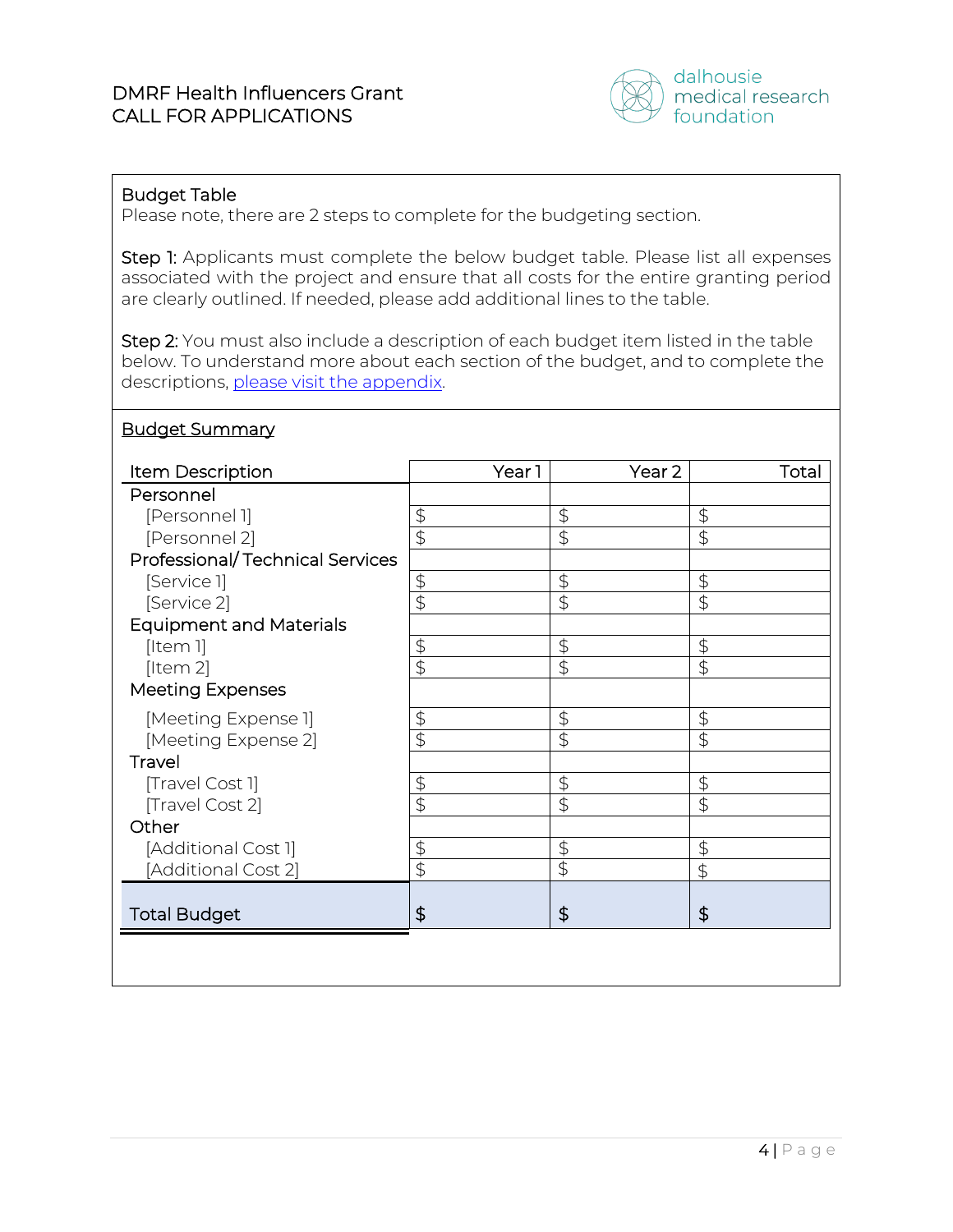Budget Table

Please note, there are 2 steps to complete for the budgeting section.

**Step 1:** Applicants must complete the below budget table. Please list all expenses associated with the project and ensure that all costs for the entire granting period are clearly outlined. If needed, please add additional lines to the table.

**Step 2:** You must also include a description of each budget item listed in the table below. To understand more about each section of the budget, and to complete the descriptions, please visit the appendix.

## Budget Summary

| Item Description | Year 1 | Year 2 | Total |
|---|---|---|---|
| Personnel | | | |
| [Personnel 1] | $ | $ | $ |
| [Personnel 2] | $ | $ | $ |
| Professional/ Technical Services | | | |
| [Service 1] | $ | $ | $ |
| [Service 2] | $ | $ | $ |
| Equipment and Materials | | | |
| [Item 1] | $ | $ | $ |
| [Item 2] | $ | $ | $ |
| Meeting Expenses | | | |
| [Meeting Expense 1] | $ | $ | $ |
| [Meeting Expense 2] | $ | $ | $ |
| Travel | | | |
| [Travel Cost 1] | $ | $ | $ |
| [Travel Cost 2] | $ | $ | $ |
| Other | | | |
| [Additional Cost 1] | $ | $ | $ |
| [Additional Cost 2] | $ | $ | $ |
| Total Budget | $ | $ | $ |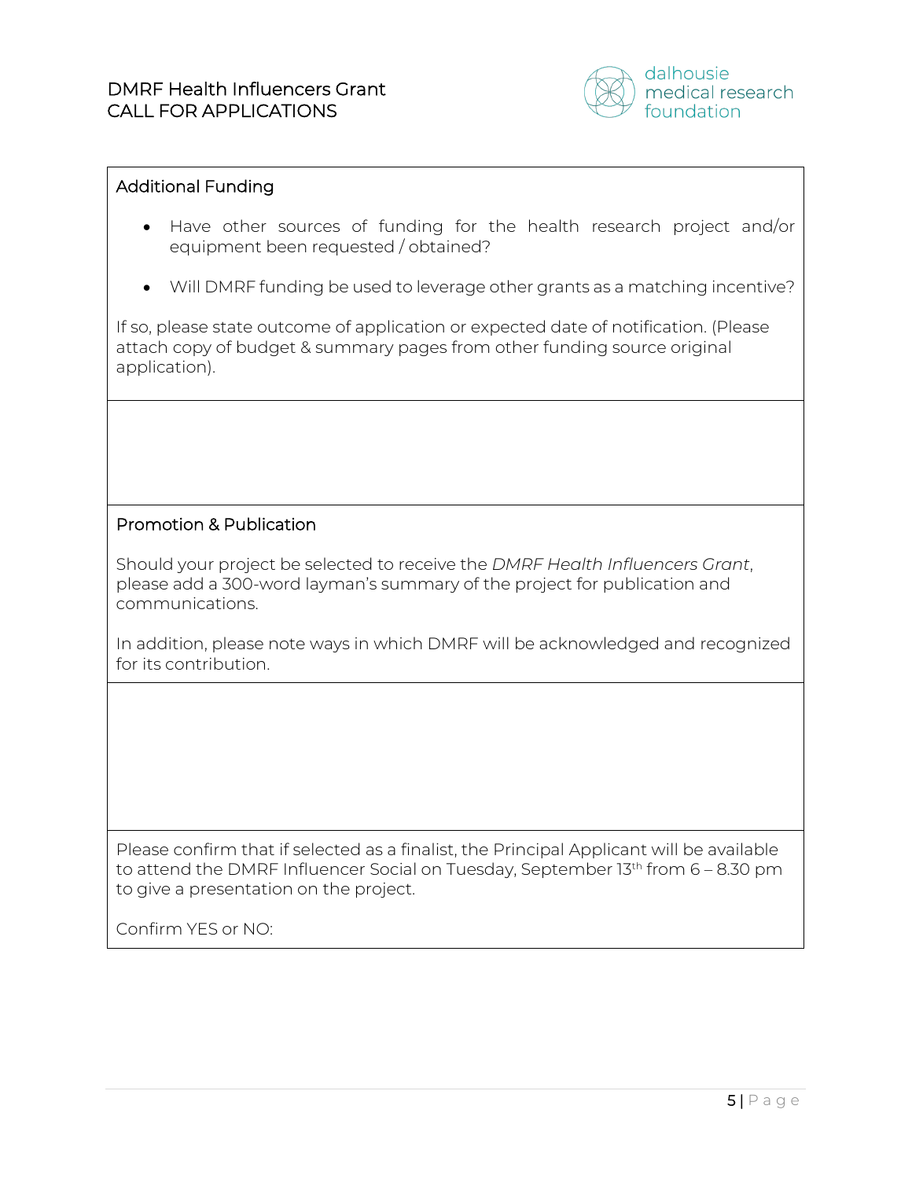## Additional Funding

- Have other sources of funding for the health research project and/or equipment been requested / obtained?
- Will DMRF funding be used to leverage other grants as a matching incentive?

If so, please state outcome of application or expected date of notification. (Please attach copy of budget & summary pages from other funding source original application).

## Promotion & Publication

Should your project be selected to receive the *DMRF Health Influencers Grant*, please add a 300-word layman's summary of the project for publication and communications.

In addition, please note ways in which DMRF will be acknowledged and recognized for its contribution.

Please confirm that if selected as a finalist, the Principal Applicant will be available to attend the DMRF Influencer Social on Tuesday, September 13th from 6 – 8.30 pm to give a presentation on the project.

Confirm YES or NO: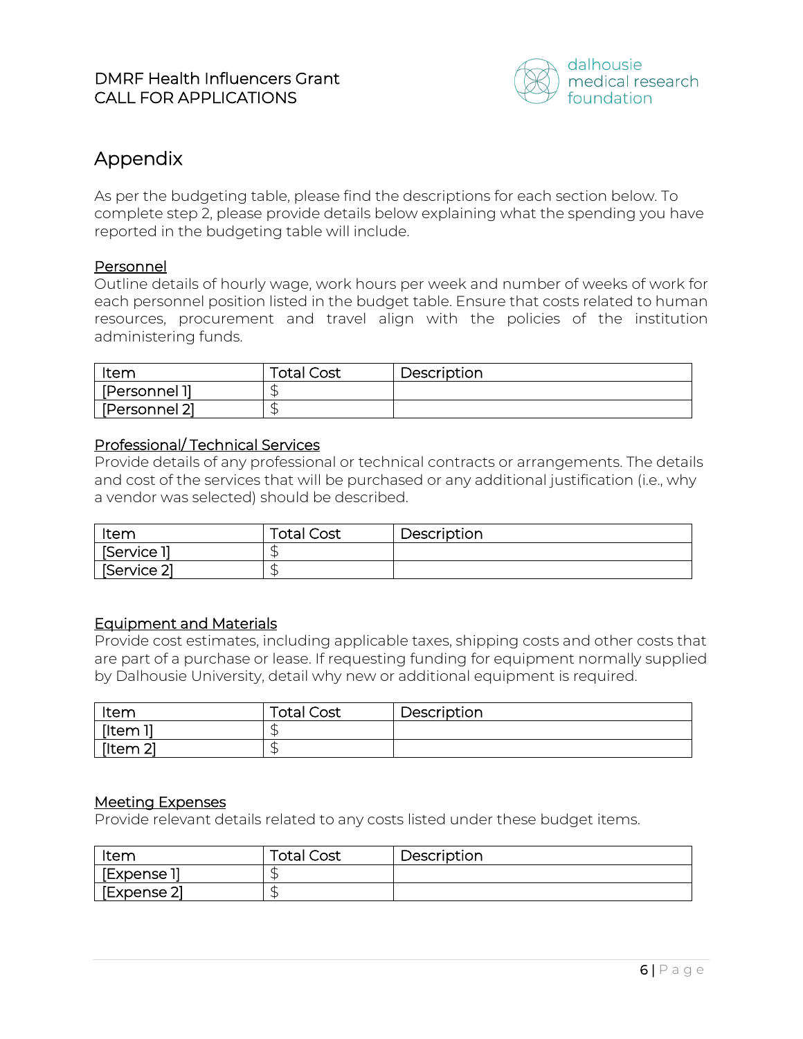# Appendix

As per the budgeting table, please find the descriptions for each section below. To complete step 2, please provide details below explaining what the spending you have reported in the budgeting table will include.

## Personnel

Outline details of hourly wage, work hours per week and number of weeks of work for each personnel position listed in the budget table. Ensure that costs related to human resources, procurement and travel align with the policies of the institution administering funds.

| Item | Total Cost | Description |
|---|---|---|
| [Personnel 1] | $ | |
| [Personnel 2] | $ | |

## Professional/ Technical Services

Provide details of any professional or technical contracts or arrangements. The details and cost of the services that will be purchased or any additional justification (i.e., why a vendor was selected) should be described.

| Item | Total Cost | Description |
|---|---|---|
| [Service 1] | $ | |
| [Service 2] | $ | |

## Equipment and Materials

Provide cost estimates, including applicable taxes, shipping costs and other costs that are part of a purchase or lease. If requesting funding for equipment normally supplied by Dalhousie University, detail why new or additional equipment is required.

| Item | Total Cost | Description |
|---|---|---|
| [Item 1] | $ | |
| [Item 2] | $ | |

## Meeting Expenses

Provide relevant details related to any costs listed under these budget items.

| Item | Total Cost | Description |
|---|---|---|
| [Expense 1] | $ | |
| [Expense 2] | $ | |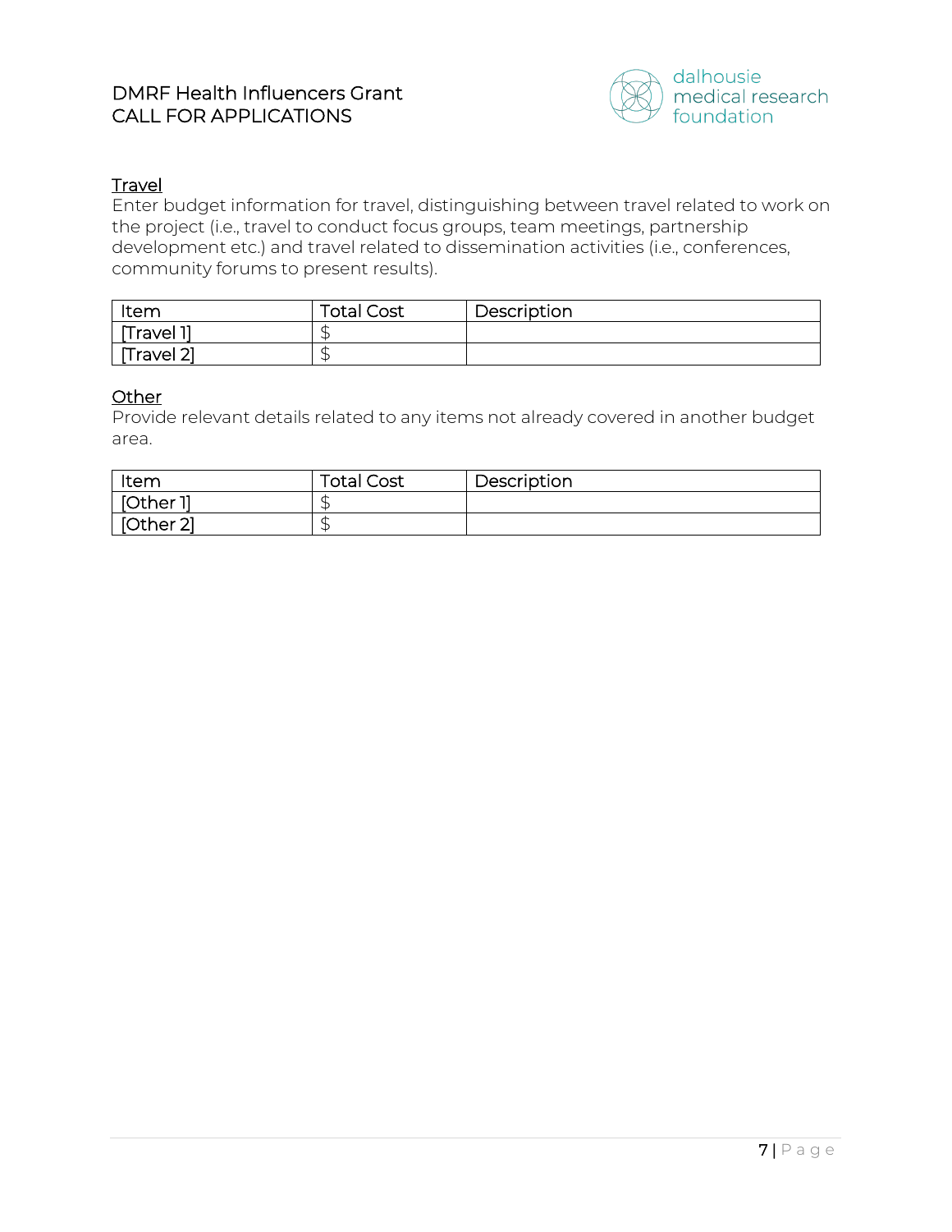Travel

Enter budget information for travel, distinguishing between travel related to work on the project (i.e., travel to conduct focus groups, team meetings, partnership development etc.) and travel related to dissemination activities (i.e., conferences, community forums to present results).

| Item | Total Cost | Description |
|---|---|---|
| [Travel 1] | $ | |
| [Travel 2] | $ | |

Other

Provide relevant details related to any items not already covered in another budget area.

| Item | Total Cost | Description |
|---|---|---|
| [Other 1] | $ | |
| [Other 2] | $ | |